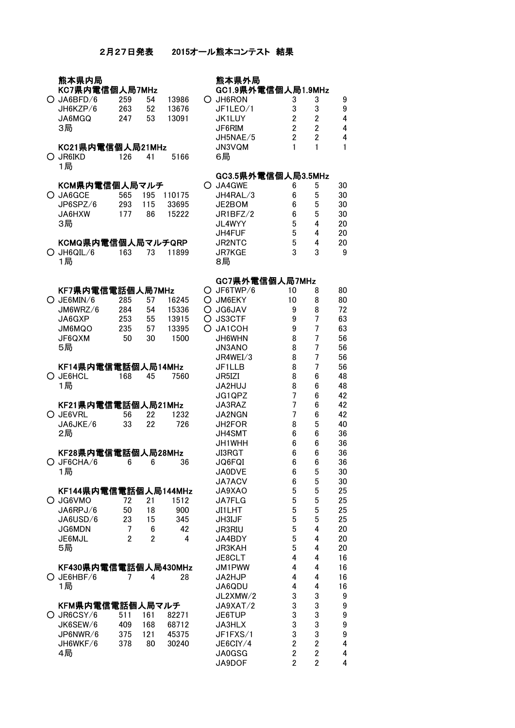2月27日発表　　2015オール熊本コンテスト 結果

## 熊本県内局

### KC7県内電信個人局7MHz

| | Call | | | |
|---|---|---|---|---|
| ○ | JA6BFD/6 | 259 | 54 | 13986 |
| | JH6KZP/6 | 263 | 52 | 13676 |
| | JA6MGQ | 247 | 53 | 13091 |

3局

### KC21県内電信個人局21MHz

| | Call | | | |
|---|---|---|---|---|
| ○ | JR6IKD | 126 | 41 | 5166 |

1局

### KCM県内電信個人局マルチ

| | Call | | | |
|---|---|---|---|---|
| ○ | JA6GCE | 565 | 195 | 110175 |
| | JP6SPZ/6 | 293 | 115 | 33695 |
| | JA6HXW | 177 | 86 | 15222 |

3局

### KCMQ県内電信個人局マルチQRP

| | Call | | | |
|---|---|---|---|---|
| ○ | JH6QIL/6 | 163 | 73 | 11899 |

1局

### KF7県内電信電話個人局7MHz

| | Call | | | |
|---|---|---|---|---|
| ○ | JE6MIN/6 | 285 | 57 | 16245 |
| | JM6WRZ/6 | 284 | 54 | 15336 |
| | JA6GXP | 253 | 55 | 13915 |
| | JM6MQO | 235 | 57 | 13395 |
| | JF6QXM | 50 | 30 | 1500 |

5局

### KF14県内電信電話個人局14MHz

| | Call | | | |
|---|---|---|---|---|
| ○ | JE6HCL | 168 | 45 | 7560 |

1局

### KF21県内電信電話個人局21MHz

| | Call | | | |
|---|---|---|---|---|
| ○ | JE6VRL | 56 | 22 | 1232 |
| | JA6JKE/6 | 33 | 22 | 726 |

2局

### KF28県内電信電話個人局28MHz

| | Call | | | |
|---|---|---|---|---|
| ○ | JF6CHA/6 | 6 | 6 | 36 |

1局

### KF144県内電信電話個人局144MHz

| | Call | | | |
|---|---|---|---|---|
| ○ | JG6VMO | 72 | 21 | 1512 |
| | JA6RPJ/6 | 50 | 18 | 900 |
| | JA6USD/6 | 23 | 15 | 345 |
| | JG6MDN | 7 | 6 | 42 |
| | JE6MJL | 2 | 2 | 4 |

5局

### KF430県内電信電話個人局430MHz

| | Call | | | |
|---|---|---|---|---|
| ○ | JE6HBF/6 | 7 | 4 | 28 |

1局

### KFM県内電信電話個人局マルチ

| | Call | | | |
|---|---|---|---|---|
| ○ | JR6CSY/6 | 511 | 161 | 82271 |
| | JK6SEW/6 | 409 | 168 | 68712 |
| | JP6NWR/6 | 375 | 121 | 45375 |
| | JH6WKF/6 | 378 | 80 | 30240 |

4局

## 熊本県外局

### GC1.9県外電信個人局1.9MHz

| | Call | | | |
|---|---|---|---|---|
| ○ | JH6RON | 3 | 3 | 9 |
| | JF1LEO/1 | 3 | 3 | 9 |
| | JK1LUY | 2 | 2 | 4 |
| | JF6RIM | 2 | 2 | 4 |
| | JH5NAE/5 | 2 | 2 | 4 |
| | JN3VQM | 1 | 1 | 1 |

6局

### GC3.5県外電信個人局3.5MHz

| | Call | | | |
|---|---|---|---|---|
| ○ | JA4GWE | 6 | 5 | 30 |
| | JH4RAL/3 | 6 | 5 | 30 |
| | JE2BOM | 6 | 5 | 30 |
| | JR1BFZ/2 | 6 | 5 | 30 |
| | JL4WYY | 5 | 4 | 20 |
| | JH4FUF | 5 | 4 | 20 |
| | JR2NTC | 5 | 4 | 20 |
| | JR7KGE | 3 | 3 | 9 |

8局

### GC7県外電信個人局7MHz

| | Call | | | |
|---|---|---|---|---|
| ○ | JF6TWP/6 | 10 | 8 | 80 |
| ○ | JM6EKY | 10 | 8 | 80 |
| ○ | JG6JAV | 9 | 8 | 72 |
| ○ | JS3CTF | 9 | 7 | 63 |
| ○ | JA1COH | 9 | 7 | 63 |
| | JH6WHN | 8 | 7 | 56 |
| | JN3ANO | 8 | 7 | 56 |
| | JR4WEI/3 | 8 | 7 | 56 |
| | JF1LLB | 8 | 7 | 56 |
| | JR5IZI | 8 | 6 | 48 |
| | JA2HUJ | 8 | 6 | 48 |
| | JG1QPZ | 7 | 6 | 42 |
| | JA3RAZ | 7 | 6 | 42 |
| | JA2NGN | 7 | 6 | 42 |
| | JH2FOR | 8 | 5 | 40 |
| | JH4SMT | 6 | 6 | 36 |
| | JH1WHH | 6 | 6 | 36 |
| | JI3RGT | 6 | 6 | 36 |
| | JQ6FQI | 6 | 6 | 36 |
| | JA0DVE | 6 | 5 | 30 |
| | JA7ACV | 6 | 5 | 30 |
| | JA9XAO | 5 | 5 | 25 |
| | JA7FLG | 5 | 5 | 25 |
| | JI1LHT | 5 | 5 | 25 |
| | JH3IJF | 5 | 5 | 25 |
| | JR3RIU | 5 | 4 | 20 |
| | JA4BDY | 5 | 4 | 20 |
| | JR3KAH | 5 | 4 | 20 |
| | JE8CLT | 4 | 4 | 16 |
| | JM1PWW | 4 | 4 | 16 |
| | JA2HJP | 4 | 4 | 16 |
| | JA6QDU | 4 | 4 | 16 |
| | JL2XMW/2 | 3 | 3 | 9 |
| | JA9XAT/2 | 3 | 3 | 9 |
| | JE6TUP | 3 | 3 | 9 |
| | JA3HLX | 3 | 3 | 9 |
| | JF1FXS/1 | 3 | 3 | 9 |
| | JE6CIY/4 | 2 | 2 | 4 |
| | JA0GSG | 2 | 2 | 4 |
| | JA9DOF | 2 | 2 | 4 |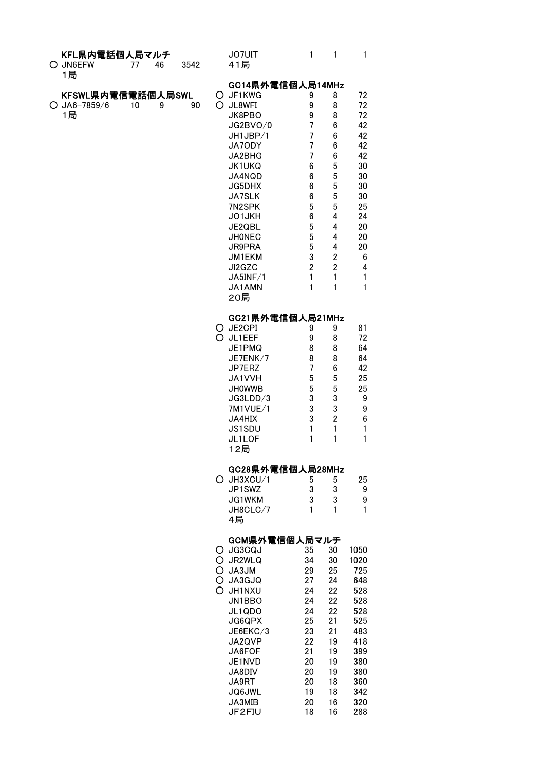**KFL県内電話個人局マルチ**

| | | | | |
|---|---|---|---|---|
| ○ | JN6EFW | 77 | 46 | 3542 |

1局

**KFSWL県内電信電話個人局SWL**

| | | | | |
|---|---|---|---|---|
| ○ | JA6-7859/6 | 10 | 9 | 90 |

1局

| | | | | |
|---|---|---|---|---|
| | JO7UIT | 1 | 1 | 1 |

41局

**GC14県外電信個人局14MHz**

| | | | | |
|---|---|---|---|---|
| ○ | JF1KWG | 9 | 8 | 72 |
| ○ | JL8WFI | 9 | 8 | 72 |
| | JK8PBO | 9 | 8 | 72 |
| | JG2BVO/0 | 7 | 6 | 42 |
| | JH1JBP/1 | 7 | 6 | 42 |
| | JA7ODY | 7 | 6 | 42 |
| | JA2BHG | 7 | 6 | 42 |
| | JK1UKQ | 6 | 5 | 30 |
| | JA4NQD | 6 | 5 | 30 |
| | JG5DHX | 6 | 5 | 30 |
| | JA7SLK | 6 | 5 | 30 |
| | 7N2SPK | 5 | 5 | 25 |
| | JO1JKH | 6 | 4 | 24 |
| | JE2QBL | 5 | 4 | 20 |
| | JH0NEC | 5 | 4 | 20 |
| | JR9PRA | 5 | 4 | 20 |
| | JM1EKM | 3 | 2 | 6 |
| | JI2GZC | 2 | 2 | 4 |
| | JA5INF/1 | 1 | 1 | 1 |
| | JA1AMN | 1 | 1 | 1 |

20局

**GC21県外電信個人局21MHz**

| | | | | |
|---|---|---|---|---|
| ○ | JE2CPI | 9 | 9 | 81 |
| ○ | JL1EEF | 9 | 8 | 72 |
| | JE1PMQ | 8 | 8 | 64 |
| | JE7ENK/7 | 8 | 8 | 64 |
| | JP7ERZ | 7 | 6 | 42 |
| | JA1VVH | 5 | 5 | 25 |
| | JH0WWB | 5 | 5 | 25 |
| | JG3LDD/3 | 3 | 3 | 9 |
| | 7M1VUE/1 | 3 | 3 | 9 |
| | JA4HIX | 3 | 2 | 6 |
| | JS1SDU | 1 | 1 | 1 |
| | JL1LOF | 1 | 1 | 1 |

12局

**GC28県外電信個人局28MHz**

| | | | | |
|---|---|---|---|---|
| ○ | JH3XCU/1 | 5 | 5 | 25 |
| | JP1SWZ | 3 | 3 | 9 |
| | JG1WKM | 3 | 3 | 9 |
| | JH8CLC/7 | 1 | 1 | 1 |

4局

**GCM県外電信個人局マルチ**

| | | | | |
|---|---|---|---|---|
| ○ | JG3CQJ | 35 | 30 | 1050 |
| ○ | JR2WLQ | 34 | 30 | 1020 |
| ○ | JA3JM | 29 | 25 | 725 |
| ○ | JA3GJQ | 27 | 24 | 648 |
| ○ | JH1NXU | 24 | 22 | 528 |
| | JN1BBO | 24 | 22 | 528 |
| | JL1QDO | 24 | 22 | 528 |
| | JG6QPX | 25 | 21 | 525 |
| | JE6EKC/3 | 23 | 21 | 483 |
| | JA2QVP | 22 | 19 | 418 |
| | JA6FOF | 21 | 19 | 399 |
| | JE1NVD | 20 | 19 | 380 |
| | JA8DIV | 20 | 19 | 380 |
| | JA9RT | 20 | 18 | 360 |
| | JQ6JWL | 19 | 18 | 342 |
| | JA3MIB | 20 | 16 | 320 |
| | JF2FIU | 18 | 16 | 288 |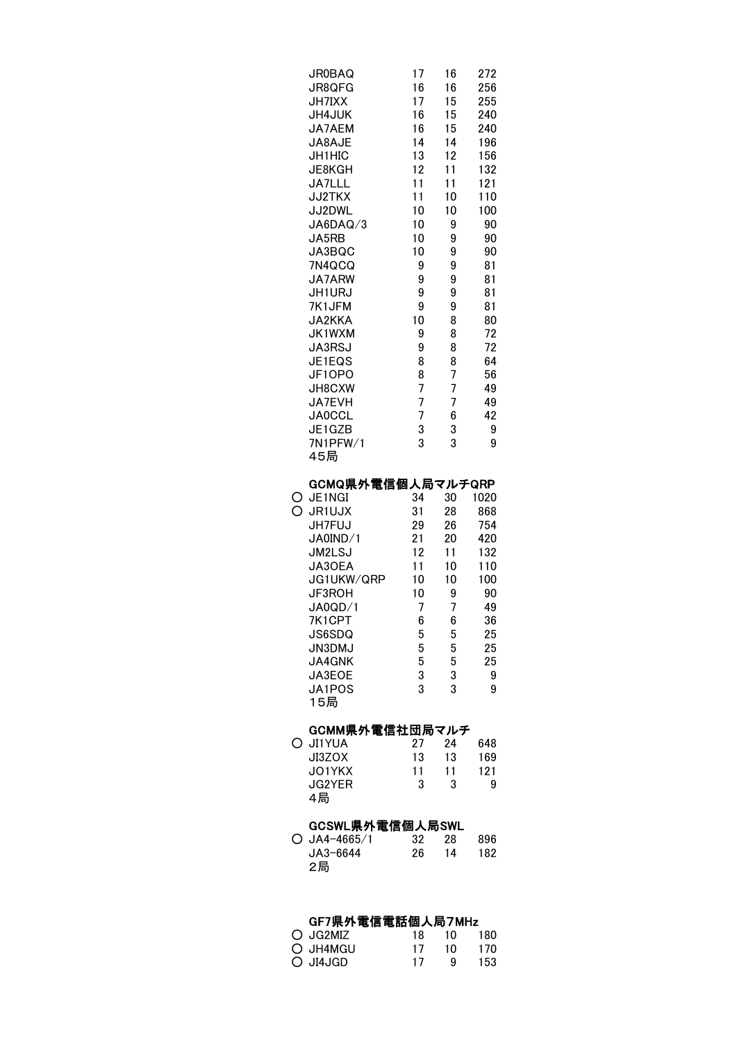| | | | | |
|---|---|---|---|---|
| | JR0BAQ | 17 | 16 | 272 |
| | JR8QFG | 16 | 16 | 256 |
| | JH7IXX | 17 | 15 | 255 |
| | JH4JUK | 16 | 15 | 240 |
| | JA7AEM | 16 | 15 | 240 |
| | JA8AJE | 14 | 14 | 196 |
| | JH1HIC | 13 | 12 | 156 |
| | JE8KGH | 12 | 11 | 132 |
| | JA7LLL | 11 | 11 | 121 |
| | JJ2TKX | 11 | 10 | 110 |
| | JJ2DWL | 10 | 10 | 100 |
| | JA6DAQ/3 | 10 | 9 | 90 |
| | JA5RB | 10 | 9 | 90 |
| | JA3BQC | 10 | 9 | 90 |
| | 7N4QCQ | 9 | 9 | 81 |
| | JA7ARW | 9 | 9 | 81 |
| | JH1URJ | 9 | 9 | 81 |
| | 7K1JFM | 9 | 9 | 81 |
| | JA2KKA | 10 | 8 | 80 |
| | JK1WXM | 9 | 8 | 72 |
| | JA3RSJ | 9 | 8 | 72 |
| | JE1EQS | 8 | 8 | 64 |
| | JF1OPO | 8 | 7 | 56 |
| | JH8CXW | 7 | 7 | 49 |
| | JA7EVH | 7 | 7 | 49 |
| | JA0CCL | 7 | 6 | 42 |
| | JE1GZB | 3 | 3 | 9 |
| | 7N1PFW/1 | 3 | 3 | 9 |

45局

### GCMQ県外電信個人局マルチQRP

| | | | | |
|---|---|---|---|---|
| ○ | JE1NGI | 34 | 30 | 1020 |
| ○ | JR1UJX | 31 | 28 | 868 |
| | JH7FUJ | 29 | 26 | 754 |
| | JA0IND/1 | 21 | 20 | 420 |
| | JM2LSJ | 12 | 11 | 132 |
| | JA3OEA | 11 | 10 | 110 |
| | JG1UKW/QRP | 10 | 10 | 100 |
| | JF3ROH | 10 | 9 | 90 |
| | JA0QD/1 | 7 | 7 | 49 |
| | 7K1CPT | 6 | 6 | 36 |
| | JS6SDQ | 5 | 5 | 25 |
| | JN3DMJ | 5 | 5 | 25 |
| | JA4GNK | 5 | 5 | 25 |
| | JA3EOE | 3 | 3 | 9 |
| | JA1POS | 3 | 3 | 9 |

15局

### GCMM県外電信社団局マルチ

| | | | | |
|---|---|---|---|---|
| ○ | JI1YUA | 27 | 24 | 648 |
| | JI3ZOX | 13 | 13 | 169 |
| | JO1YKX | 11 | 11 | 121 |
| | JG2YER | 3 | 3 | 9 |

4局

### GCSWL県外電信個人局SWL

| | | | | |
|---|---|---|---|---|
| ○ | JA4-4665/1 | 32 | 28 | 896 |
| | JA3-6644 | 26 | 14 | 182 |

2局

### GF7県外電信電話個人局7MHz

| | | | | |
|---|---|---|---|---|
| ○ | JG2MIZ | 18 | 10 | 180 |
| ○ | JH4MGU | 17 | 10 | 170 |
| ○ | JI4JGD | 17 | 9 | 153 |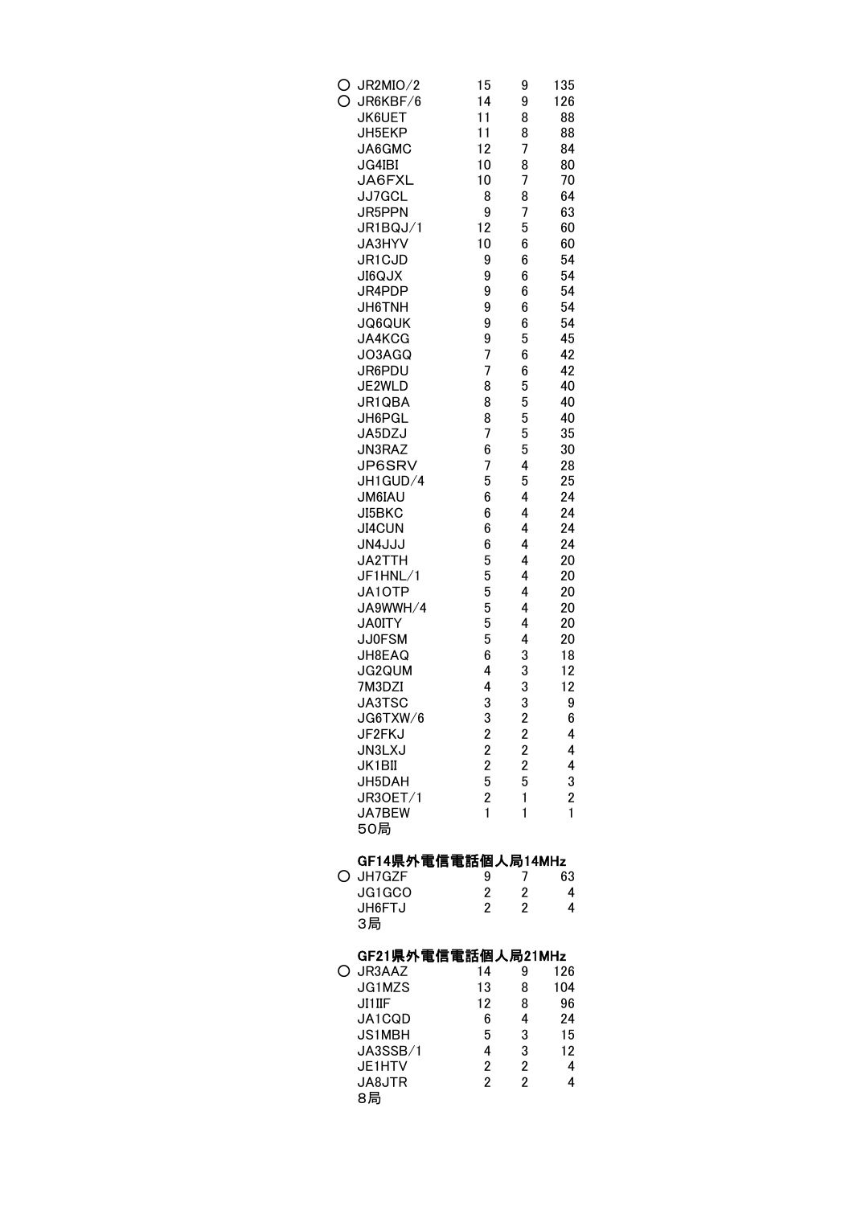| | | | | |
|---|---|---|---|---|
| ○ | JR2MIO/2 | 15 | 9 | 135 |
| ○ | JR6KBF/6 | 14 | 9 | 126 |
| | JK6UET | 11 | 8 | 88 |
| | JH5EKP | 11 | 8 | 88 |
| | JA6GMC | 12 | 7 | 84 |
| | JG4IBI | 10 | 8 | 80 |
| | JA6FXL | 10 | 7 | 70 |
| | JJ7GCL | 8 | 8 | 64 |
| | JR5PPN | 9 | 7 | 63 |
| | JR1BQJ/1 | 12 | 5 | 60 |
| | JA3HYV | 10 | 6 | 60 |
| | JR1CJD | 9 | 6 | 54 |
| | JI6QJX | 9 | 6 | 54 |
| | JR4PDP | 9 | 6 | 54 |
| | JH6TNH | 9 | 6 | 54 |
| | JQ6QUK | 9 | 6 | 54 |
| | JA4KCG | 9 | 5 | 45 |
| | JO3AGQ | 7 | 6 | 42 |
| | JR6PDU | 7 | 6 | 42 |
| | JE2WLD | 8 | 5 | 40 |
| | JR1QBA | 8 | 5 | 40 |
| | JH6PGL | 8 | 5 | 40 |
| | JA5DZJ | 7 | 5 | 35 |
| | JN3RAZ | 6 | 5 | 30 |
| | JP6SRV | 7 | 4 | 28 |
| | JH1GUD/4 | 5 | 5 | 25 |
| | JM6IAU | 6 | 4 | 24 |
| | JI5BKC | 6 | 4 | 24 |
| | JI4CUN | 6 | 4 | 24 |
| | JN4JJJ | 6 | 4 | 24 |
| | JA2TTH | 5 | 4 | 20 |
| | JF1HNL/1 | 5 | 4 | 20 |
| | JA1OTP | 5 | 4 | 20 |
| | JA9WWH/4 | 5 | 4 | 20 |
| | JA0ITY | 5 | 4 | 20 |
| | JJ0FSM | 5 | 4 | 20 |
| | JH8EAQ | 6 | 3 | 18 |
| | JG2QUM | 4 | 3 | 12 |
| | 7M3DZI | 4 | 3 | 12 |
| | JA3TSC | 3 | 3 | 9 |
| | JG6TXW/6 | 3 | 2 | 6 |
| | JF2FKJ | 2 | 2 | 4 |
| | JN3LXJ | 2 | 2 | 4 |
| | JK1BII | 2 | 2 | 4 |
| | JH5DAH | 5 | 5 | 3 |
| | JR3OET/1 | 2 | 1 | 2 |
| | JA7BEW | 1 | 1 | 1 |

50局

**GF14県外電信電話個人局14MHz**

| | | | | |
|---|---|---|---|---|
| ○ | JH7GZF | 9 | 7 | 63 |
| | JG1GCO | 2 | 2 | 4 |
| | JH6FTJ | 2 | 2 | 4 |

3局

**GF21県外電信電話個人局21MHz**

| | | | | |
|---|---|---|---|---|
| ○ | JR3AAZ | 14 | 9 | 126 |
| | JG1MZS | 13 | 8 | 104 |
| | JI1IIF | 12 | 8 | 96 |
| | JA1CQD | 6 | 4 | 24 |
| | JS1MBH | 5 | 3 | 15 |
| | JA3SSB/1 | 4 | 3 | 12 |
| | JE1HTV | 2 | 2 | 4 |
| | JA8JTR | 2 | 2 | 4 |

8局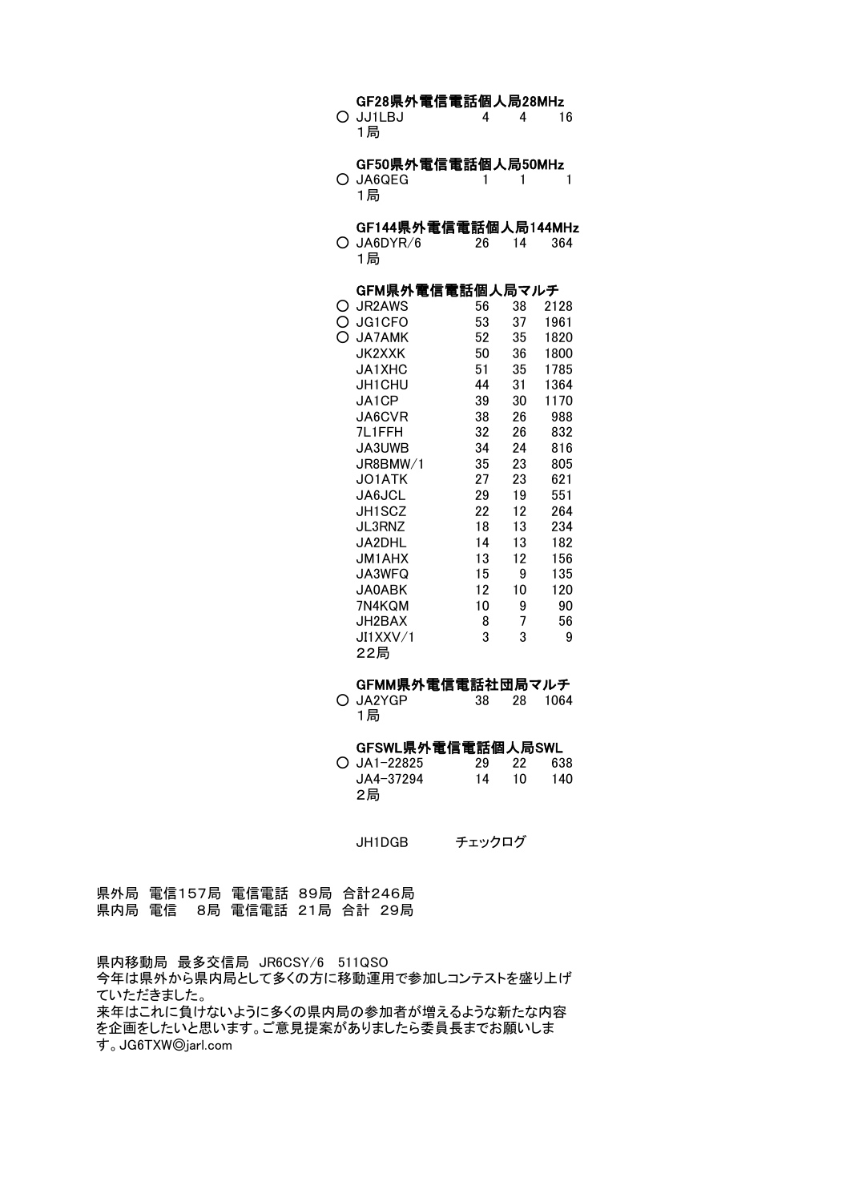### GF28県外電信電話個人局28MHz

| | | | | |
|---|---|---|---|---|
| ○ | JJ1LBJ | 4 | 4 | 16 |

1局

### GF50県外電信電話個人局50MHz

| | | | | |
|---|---|---|---|---|
| ○ | JA6QEG | 1 | 1 | 1 |

1局

### GF144県外電信電話個人局144MHz

| | | | | |
|---|---|---|---|---|
| ○ | JA6DYR/6 | 26 | 14 | 364 |

1局

### GFM県外電信電話個人局マルチ

| | | | | |
|---|---|---|---|---|
| ○ | JR2AWS | 56 | 38 | 2128 |
| ○ | JG1CFO | 53 | 37 | 1961 |
| ○ | JA7AMK | 52 | 35 | 1820 |
| | JK2XXK | 50 | 36 | 1800 |
| | JA1XHC | 51 | 35 | 1785 |
| | JH1CHU | 44 | 31 | 1364 |
| | JA1CP | 39 | 30 | 1170 |
| | JA6CVR | 38 | 26 | 988 |
| | 7L1FFH | 32 | 26 | 832 |
| | JA3UWB | 34 | 24 | 816 |
| | JR8BMW/1 | 35 | 23 | 805 |
| | JO1ATK | 27 | 23 | 621 |
| | JA6JCL | 29 | 19 | 551 |
| | JH1SCZ | 22 | 12 | 264 |
| | JL3RNZ | 18 | 13 | 234 |
| | JA2DHL | 14 | 13 | 182 |
| | JM1AHX | 13 | 12 | 156 |
| | JA3WFQ | 15 | 9 | 135 |
| | JA0ABK | 12 | 10 | 120 |
| | 7N4KQM | 10 | 9 | 90 |
| | JH2BAX | 8 | 7 | 56 |
| | JI1XXV/1 | 3 | 3 | 9 |

22局

### GFMM県外電信電話社団局マルチ

| | | | | |
|---|---|---|---|---|
| ○ | JA2YGP | 38 | 28 | 1064 |

1局

### GFSWL県外電信電話個人局SWL

| | | | | |
|---|---|---|---|---|
| ○ | JA1-22825 | 29 | 22 | 638 |
| | JA4-37294 | 14 | 10 | 140 |

2局

JH1DGB　　チェックログ

県外局　電信157局　電信電話　89局　合計246局
県内局　電信　　8局　電信電話　21局　合計　29局

県内移動局　最多交信局　JR6CSY/6　511QSO
今年は県外から県内局として多くの方に移動運用で参加しコンテストを盛り上げていただきました。
来年はこれに負けないように多くの県内局の参加者が増えるような新たな内容を企画をしたいと思います。ご意見提案がありましたら委員長までお願いします。JG6TXW◎jarl.com